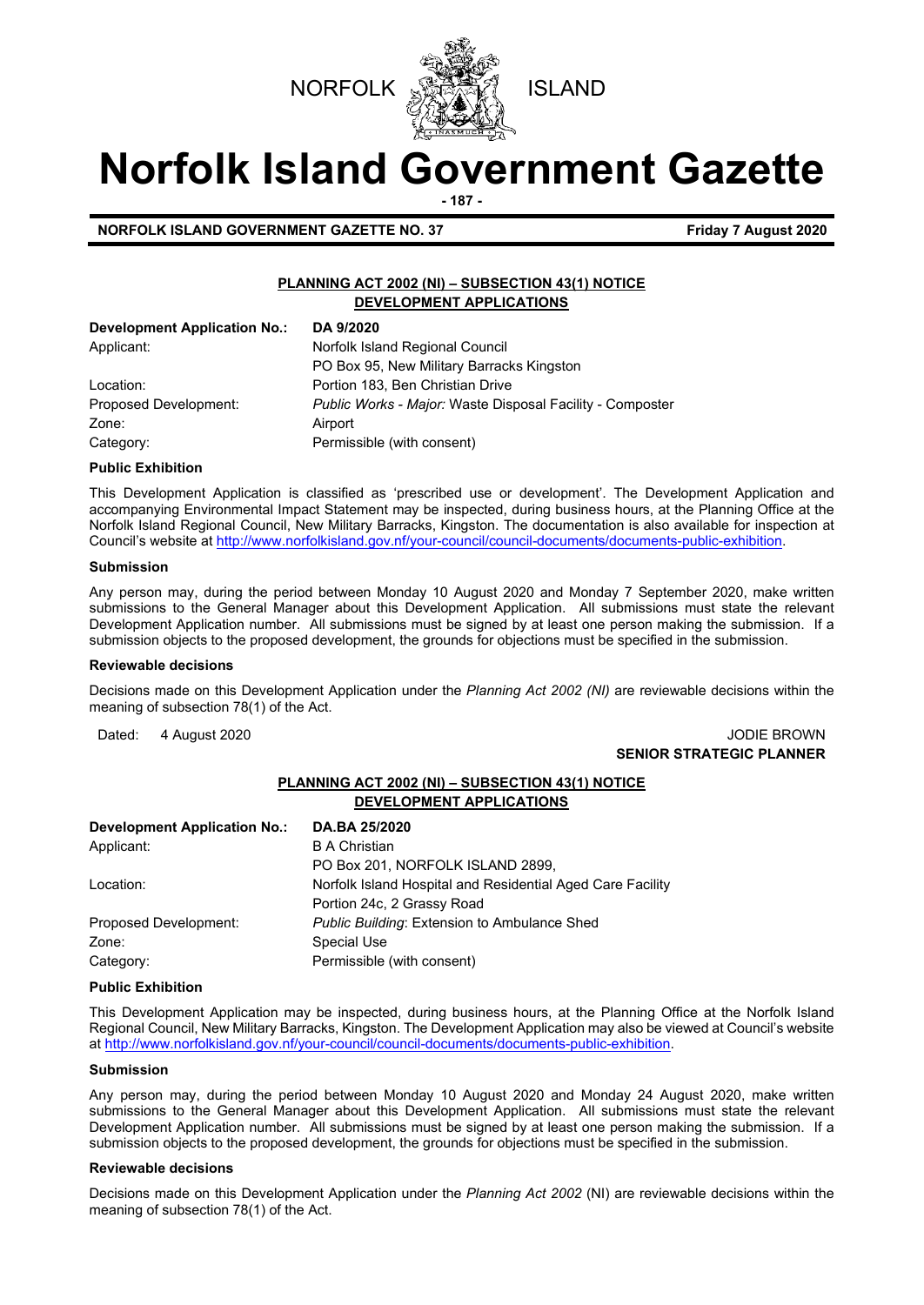NORFOLK ISLAND

# Norfolk Island Government Gazette

**NORFOLK ISLAND GOVERNMENT GAZETTE NO. 37** **Friday 7 August 2020**

## PLANNING ACT 2002 (NI) – SUBSECTION 43(1) NOTICE
## DEVELOPMENT APPLICATIONS

| **Development Application No.:** | **DA 9/2020** |
|---|---|
| Applicant: | Norfolk Island Regional Council<br>PO Box 95, New Military Barracks Kingston |
| Location: | Portion 183, Ben Christian Drive |
| Proposed Development: | *Public Works - Major:* Waste Disposal Facility - Composter |
| Zone: | Airport |
| Category: | Permissible (with consent) |

**Public Exhibition**

This Development Application is classified as 'prescribed use or development'. The Development Application and accompanying Environmental Impact Statement may be inspected, during business hours, at the Planning Office at the Norfolk Island Regional Council, New Military Barracks, Kingston. The documentation is also available for inspection at Council's website at http://www.norfolkisland.gov.nf/your-council/council-documents/documents-public-exhibition.

**Submission**

Any person may, during the period between Monday 10 August 2020 and Monday 7 September 2020, make written submissions to the General Manager about this Development Application. All submissions must state the relevant Development Application number. All submissions must be signed by at least one person making the submission. If a submission objects to the proposed development, the grounds for objections must be specified in the submission.

**Reviewable decisions**

Decisions made on this Development Application under the *Planning Act 2002 (NI)* are reviewable decisions within the meaning of subsection 78(1) of the Act.

Dated: 4 August 2020

JODIE BROWN
**SENIOR STRATEGIC PLANNER**

## PLANNING ACT 2002 (NI) – SUBSECTION 43(1) NOTICE
## DEVELOPMENT APPLICATIONS

| **Development Application No.:** | **DA.BA 25/2020** |
|---|---|
| Applicant: | B A Christian<br>PO Box 201, NORFOLK ISLAND 2899, |
| Location: | Norfolk Island Hospital and Residential Aged Care Facility<br>Portion 24c, 2 Grassy Road |
| Proposed Development: | *Public Building*: Extension to Ambulance Shed |
| Zone: | Special Use |
| Category: | Permissible (with consent) |

**Public Exhibition**

This Development Application may be inspected, during business hours, at the Planning Office at the Norfolk Island Regional Council, New Military Barracks, Kingston. The Development Application may also be viewed at Council's website at http://www.norfolkisland.gov.nf/your-council/council-documents/documents-public-exhibition.

**Submission**

Any person may, during the period between Monday 10 August 2020 and Monday 24 August 2020, make written submissions to the General Manager about this Development Application. All submissions must state the relevant Development Application number. All submissions must be signed by at least one person making the submission. If a submission objects to the proposed development, the grounds for objections must be specified in the submission.

**Reviewable decisions**

Decisions made on this Development Application under the *Planning Act 2002* (NI) are reviewable decisions within the meaning of subsection 78(1) of the Act.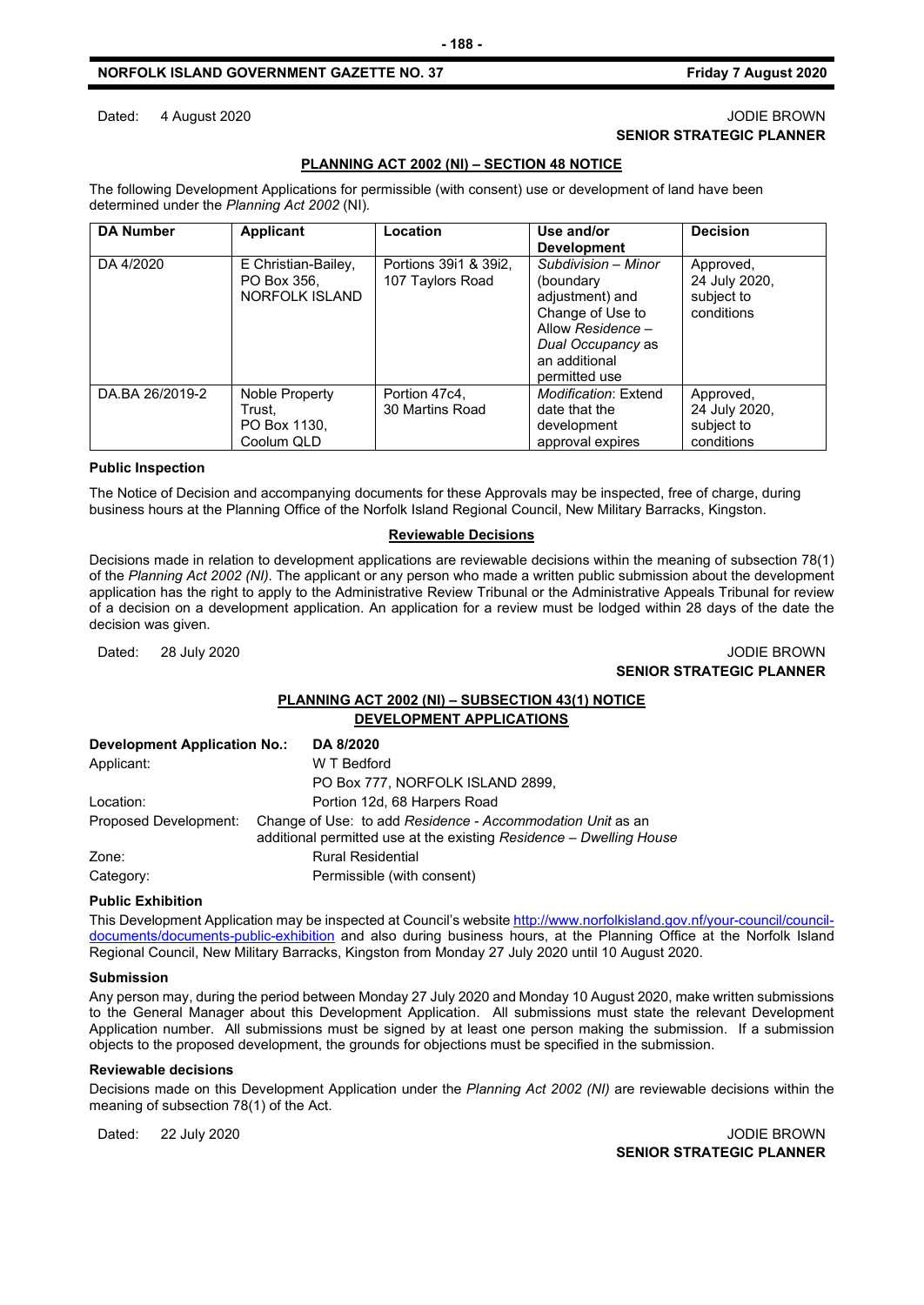Dated: 4 August 2020

JODIE BROWN
**SENIOR STRATEGIC PLANNER**

**PLANNING ACT 2002 (NI) – SECTION 48 NOTICE**

The following Development Applications for permissible (with consent) use or development of land have been determined under the *Planning Act 2002* (NI).

| DA Number | Applicant | Location | Use and/or Development | Decision |
|---|---|---|---|---|
| DA 4/2020 | E Christian-Bailey, PO Box 356, NORFOLK ISLAND | Portions 39i1 & 39i2, 107 Taylors Road | *Subdivision – Minor* (boundary adjustment) and Change of Use to Allow *Residence – Dual Occupancy* as an additional permitted use | Approved, 24 July 2020, subject to conditions |
| DA.BA 26/2019-2 | Noble Property Trust, PO Box 1130, Coolum QLD | Portion 47c4, 30 Martins Road | *Modification*: Extend date that the development approval expires | Approved, 24 July 2020, subject to conditions |

**Public Inspection**

The Notice of Decision and accompanying documents for these Approvals may be inspected, free of charge, during business hours at the Planning Office of the Norfolk Island Regional Council, New Military Barracks, Kingston.

**Reviewable Decisions**

Decisions made in relation to development applications are reviewable decisions within the meaning of subsection 78(1) of the *Planning Act 2002 (NI).* The applicant or any person who made a written public submission about the development application has the right to apply to the Administrative Review Tribunal or the Administrative Appeals Tribunal for review of a decision on a development application. An application for a review must be lodged within 28 days of the date the decision was given.

Dated: 28 July 2020

JODIE BROWN
**SENIOR STRATEGIC PLANNER**

**PLANNING ACT 2002 (NI) – SUBSECTION 43(1) NOTICE**
**DEVELOPMENT APPLICATIONS**

**Development Application No.:** **DA 8/2020**
Applicant: W T Bedford
PO Box 777, NORFOLK ISLAND 2899,
Location: Portion 12d, 68 Harpers Road
Proposed Development: Change of Use: to add *Residence - Accommodation Unit* as an additional permitted use at the existing *Residence – Dwelling House*
Zone: Rural Residential
Category: Permissible (with consent)

**Public Exhibition**

This Development Application may be inspected at Council's website http://www.norfolkisland.gov.nf/your-council/council-documents/documents-public-exhibition and also during business hours, at the Planning Office at the Norfolk Island Regional Council, New Military Barracks, Kingston from Monday 27 July 2020 until 10 August 2020.

**Submission**

Any person may, during the period between Monday 27 July 2020 and Monday 10 August 2020, make written submissions to the General Manager about this Development Application. All submissions must state the relevant Development Application number. All submissions must be signed by at least one person making the submission. If a submission objects to the proposed development, the grounds for objections must be specified in the submission.

**Reviewable decisions**

Decisions made on this Development Application under the *Planning Act 2002 (NI)* are reviewable decisions within the meaning of subsection 78(1) of the Act.

Dated: 22 July 2020

JODIE BROWN
**SENIOR STRATEGIC PLANNER**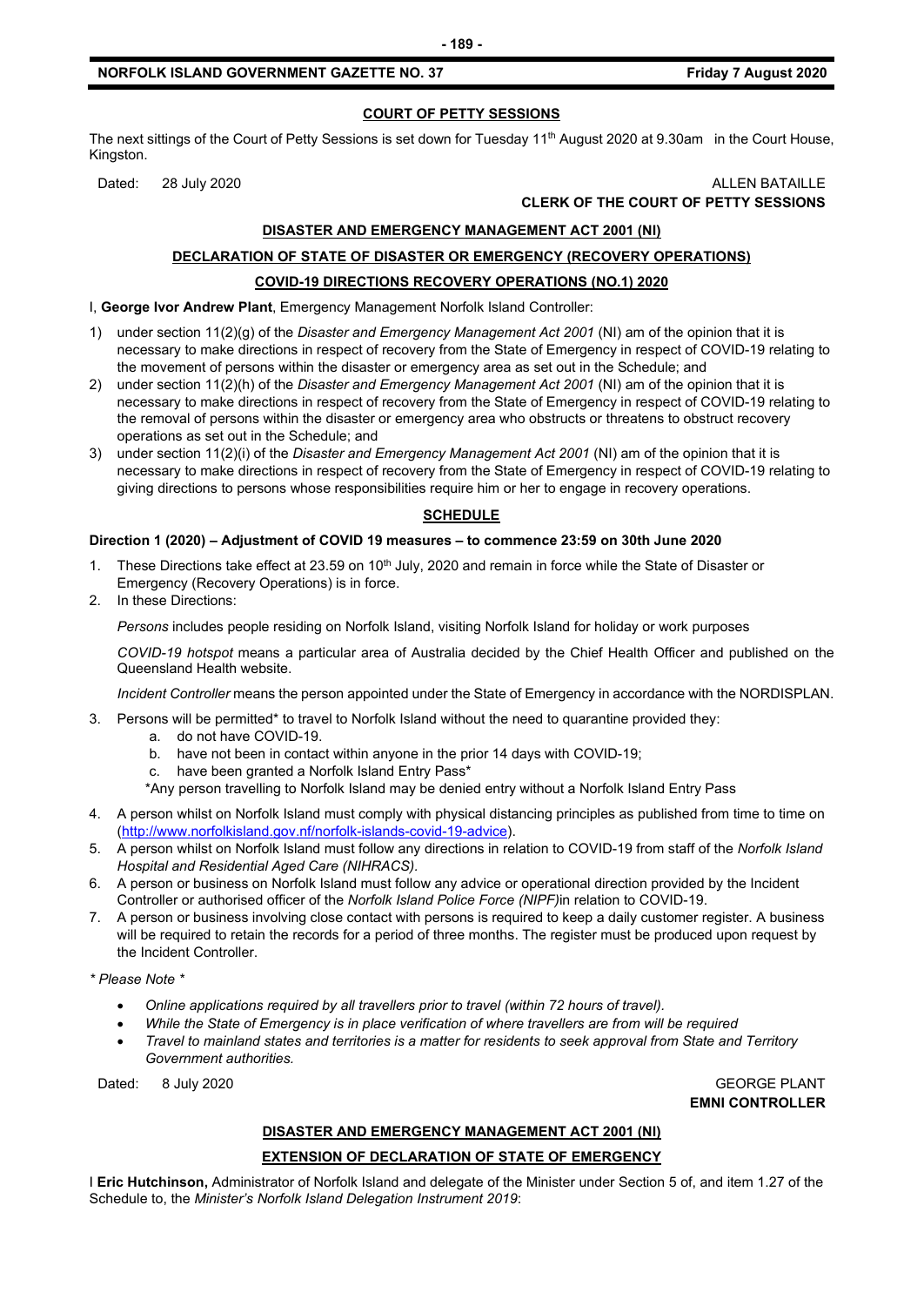## COURT OF PETTY SESSIONS

The next sittings of the Court of Petty Sessions is set down for Tuesday 11th August 2020 at 9.30am in the Court House, Kingston.

Dated: 28 July 2020

ALLEN BATAILLE
**CLERK OF THE COURT OF PETTY SESSIONS**

## DISASTER AND EMERGENCY MANAGEMENT ACT 2001 (NI)

## DECLARATION OF STATE OF DISASTER OR EMERGENCY (RECOVERY OPERATIONS)

## COVID-19 DIRECTIONS RECOVERY OPERATIONS (NO.1) 2020

I, **George Ivor Andrew Plant**, Emergency Management Norfolk Island Controller:

1) under section 11(2)(g) of the *Disaster and Emergency Management Act 2001* (NI) am of the opinion that it is necessary to make directions in respect of recovery from the State of Emergency in respect of COVID-19 relating to the movement of persons within the disaster or emergency area as set out in the Schedule; and
2) under section 11(2)(h) of the *Disaster and Emergency Management Act 2001* (NI) am of the opinion that it is necessary to make directions in respect of recovery from the State of Emergency in respect of COVID-19 relating to the removal of persons within the disaster or emergency area who obstructs or threatens to obstruct recovery operations as set out in the Schedule; and
3) under section 11(2)(i) of the *Disaster and Emergency Management Act 2001* (NI) am of the opinion that it is necessary to make directions in respect of recovery from the State of Emergency in respect of COVID-19 relating to giving directions to persons whose responsibilities require him or her to engage in recovery operations.

## SCHEDULE

**Direction 1 (2020) – Adjustment of COVID 19 measures – to commence 23:59 on 30th June 2020**

1. These Directions take effect at 23.59 on 10th July, 2020 and remain in force while the State of Disaster or Emergency (Recovery Operations) is in force.
2. In these Directions:

   *Persons* includes people residing on Norfolk Island, visiting Norfolk Island for holiday or work purposes

   *COVID-19 hotspot* means a particular area of Australia decided by the Chief Health Officer and published on the Queensland Health website.

   *Incident Controller* means the person appointed under the State of Emergency in accordance with the NORDISPLAN.

3. Persons will be permitted* to travel to Norfolk Island without the need to quarantine provided they:
   a. do not have COVID-19.
   b. have not been in contact within anyone in the prior 14 days with COVID-19;
   c. have been granted a Norfolk Island Entry Pass*

   *Any person travelling to Norfolk Island may be denied entry without a Norfolk Island Entry Pass

4. A person whilst on Norfolk Island must comply with physical distancing principles as published from time to time on (http://www.norfolkisland.gov.nf/norfolk-islands-covid-19-advice).
5. A person whilst on Norfolk Island must follow any directions in relation to COVID-19 from staff of the *Norfolk Island Hospital and Residential Aged Care (NIHRACS).*
6. A person or business on Norfolk Island must follow any advice or operational direction provided by the Incident Controller or authorised officer of the *Norfolk Island Police Force (NIPF)*in relation to COVID-19.
7. A person or business involving close contact with persons is required to keep a daily customer register. A business will be required to retain the records for a period of three months. The register must be produced upon request by the Incident Controller.

*\* Please Note \**

- *Online applications required by all travellers prior to travel (within 72 hours of travel).*
- *While the State of Emergency is in place verification of where travellers are from will be required*
- *Travel to mainland states and territories is a matter for residents to seek approval from State and Territory Government authorities.*

Dated: 8 July 2020

GEORGE PLANT
**EMNI CONTROLLER**

## DISASTER AND EMERGENCY MANAGEMENT ACT 2001 (NI)

## EXTENSION OF DECLARATION OF STATE OF EMERGENCY

I **Eric Hutchinson,** Administrator of Norfolk Island and delegate of the Minister under Section 5 of, and item 1.27 of the Schedule to, the *Minister's Norfolk Island Delegation Instrument 2019*: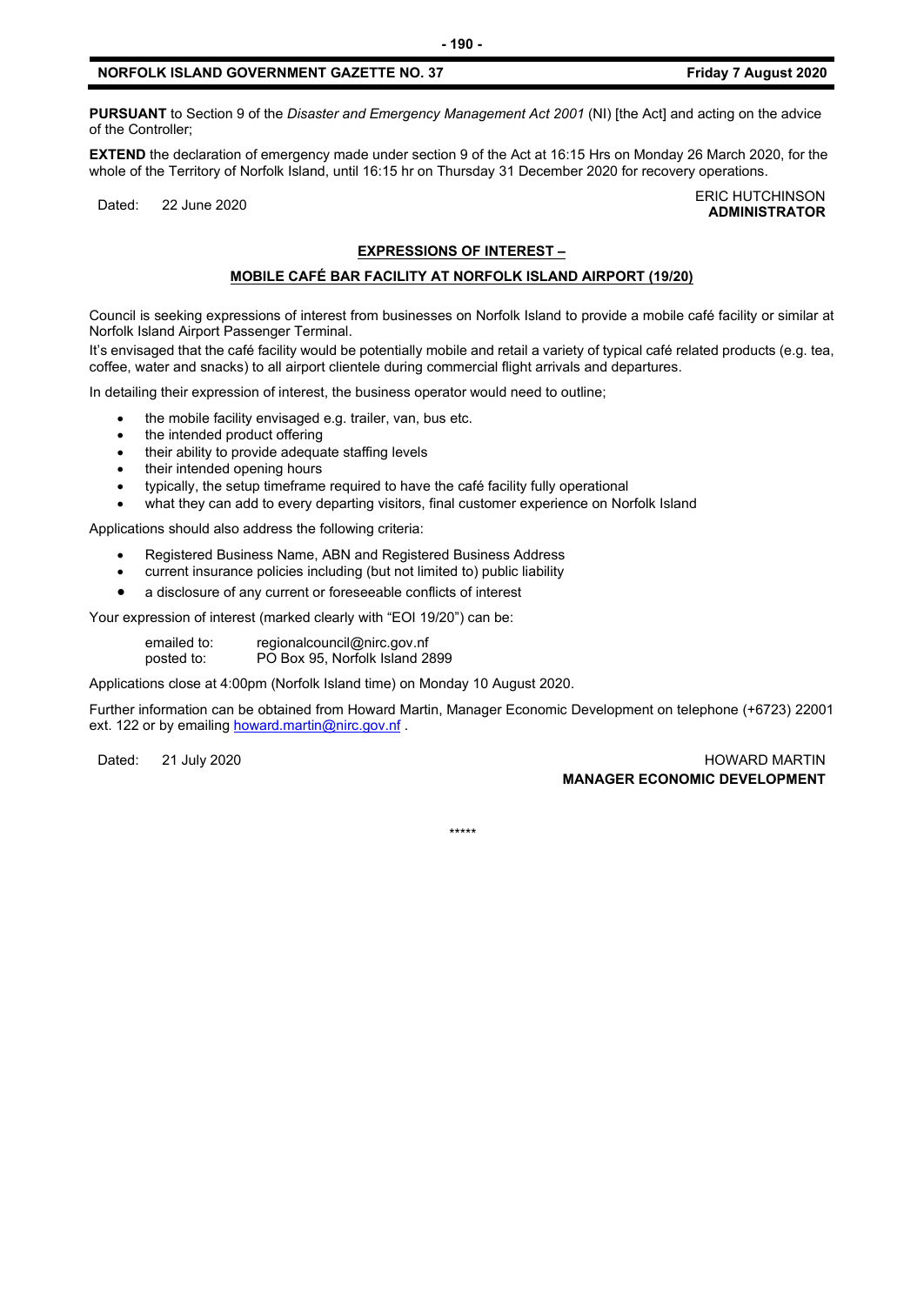**PURSUANT** to Section 9 of the *Disaster and Emergency Management Act 2001* (NI) [the Act] and acting on the advice of the Controller;

**EXTEND** the declaration of emergency made under section 9 of the Act at 16:15 Hrs on Monday 26 March 2020, for the whole of the Territory of Norfolk Island, until 16:15 hr on Thursday 31 December 2020 for recovery operations.

Dated: 22 June 2020

ERIC HUTCHINSON
**ADMINISTRATOR**

## EXPRESSIONS OF INTEREST –

## MOBILE CAFÉ BAR FACILITY AT NORFOLK ISLAND AIRPORT (19/20)

Council is seeking expressions of interest from businesses on Norfolk Island to provide a mobile café facility or similar at Norfolk Island Airport Passenger Terminal.

It's envisaged that the café facility would be potentially mobile and retail a variety of typical café related products (e.g. tea, coffee, water and snacks) to all airport clientele during commercial flight arrivals and departures.

In detailing their expression of interest, the business operator would need to outline;

- the mobile facility envisaged e.g. trailer, van, bus etc.
- the intended product offering
- their ability to provide adequate staffing levels
- their intended opening hours
- typically, the setup timeframe required to have the café facility fully operational
- what they can add to every departing visitors, final customer experience on Norfolk Island

Applications should also address the following criteria:

- Registered Business Name, ABN and Registered Business Address
- current insurance policies including (but not limited to) public liability
- a disclosure of any current or foreseeable conflicts of interest

Your expression of interest (marked clearly with "EOI 19/20") can be:

emailed to: regionalcouncil@nirc.gov.nf
posted to: PO Box 95, Norfolk Island 2899

Applications close at 4:00pm (Norfolk Island time) on Monday 10 August 2020.

Further information can be obtained from Howard Martin, Manager Economic Development on telephone (+6723) 22001 ext. 122 or by emailing howard.martin@nirc.gov.nf .

Dated: 21 July 2020

HOWARD MARTIN
**MANAGER ECONOMIC DEVELOPMENT**

*****